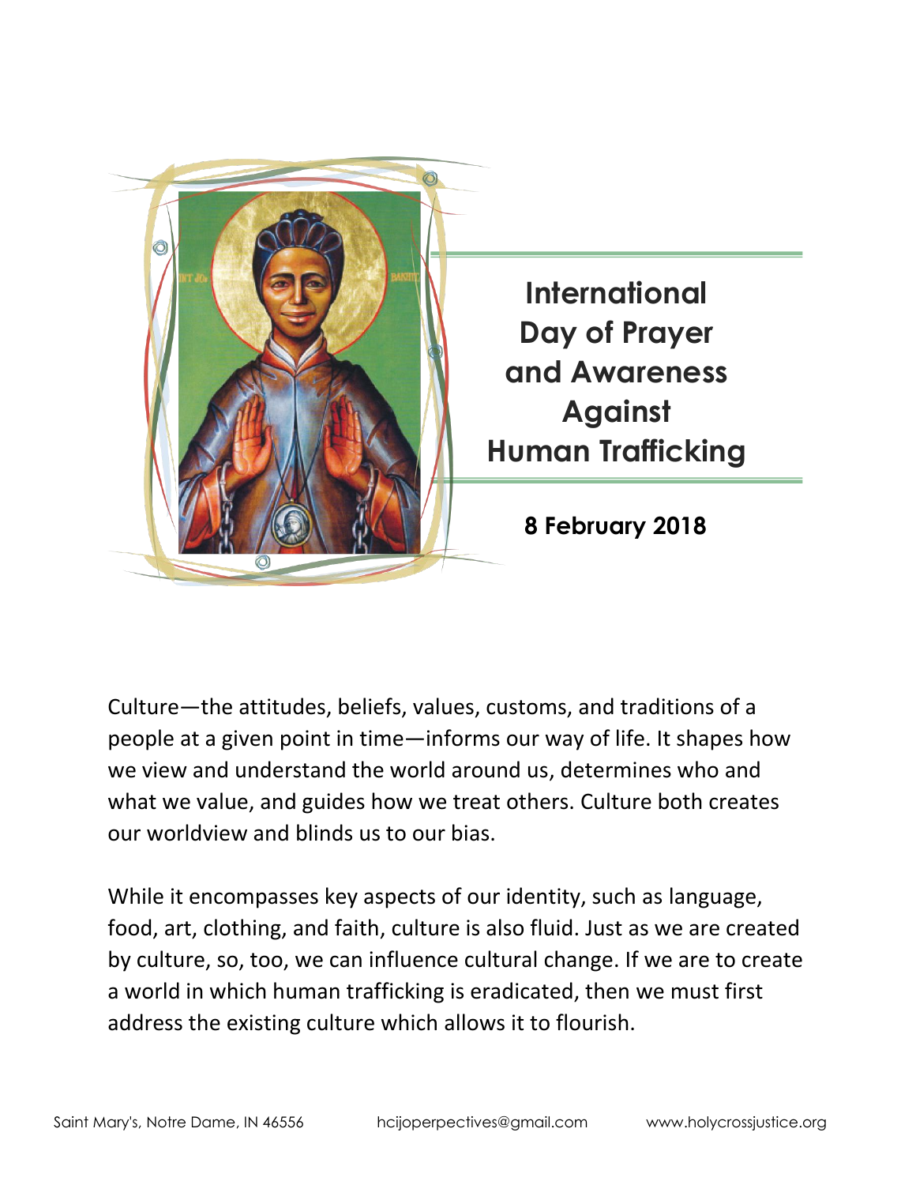# International Day of Prayer and Awareness Against Human Trafficking

**8 February 2018**

Culture—the attitudes, beliefs, values, customs, and traditions of a people at a given point in time—informs our way of life. It shapes how we view and understand the world around us, determines who and what we value, and guides how we treat others. Culture both creates our worldview and blinds us to our bias.

While it encompasses key aspects of our identity, such as language, food, art, clothing, and faith, culture is also fluid. Just as we are created by culture, so, too, we can influence cultural change. If we are to create a world in which human trafficking is eradicated, then we must first address the existing culture which allows it to flourish.

Saint Mary's, Notre Dame, IN 46556 hcijoperpectives@gmail.com www.holycrossjustice.org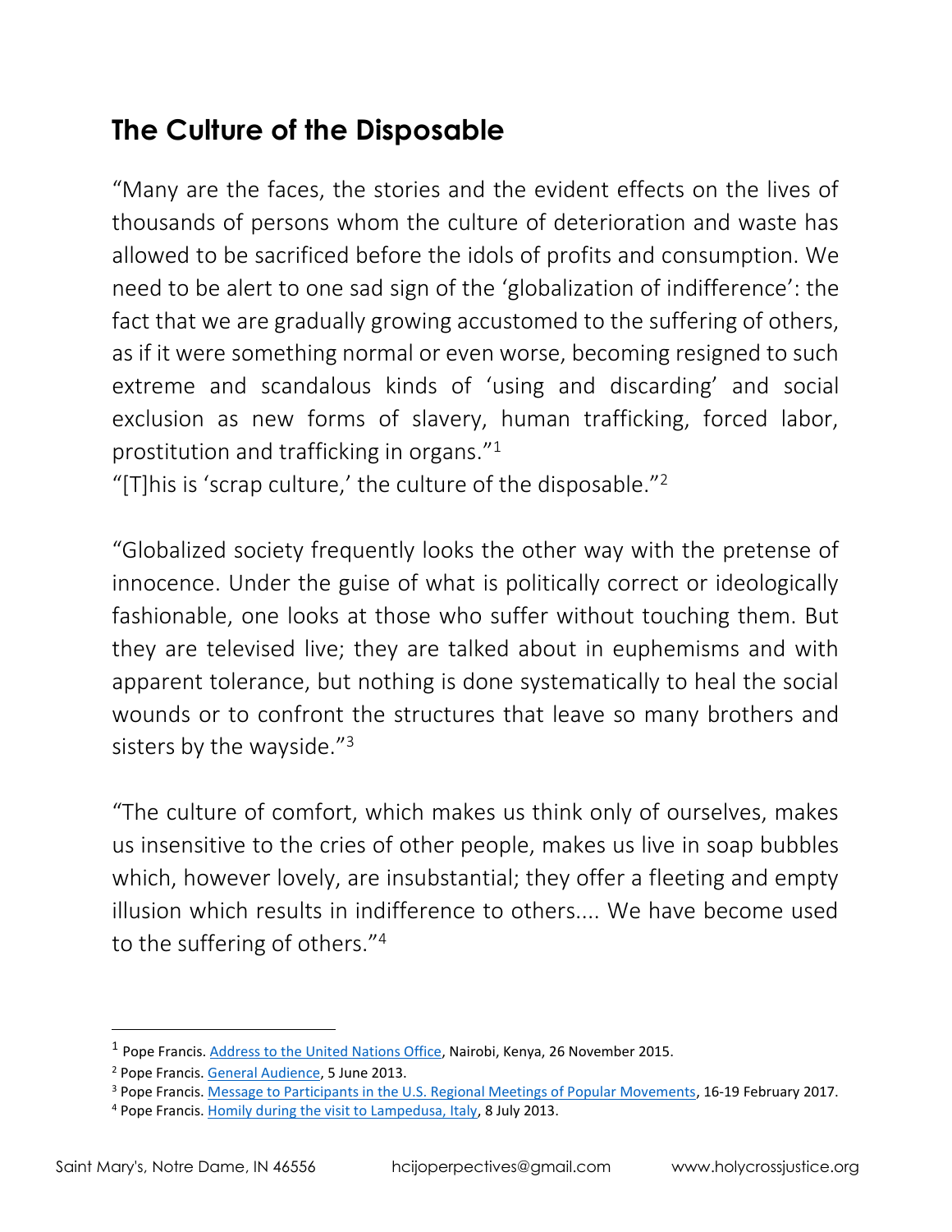## The Culture of the Disposable

"Many are the faces, the stories and the evident effects on the lives of thousands of persons whom the culture of deterioration and waste has allowed to be sacrificed before the idols of profits and consumption. We need to be alert to one sad sign of the 'globalization of indifference': the fact that we are gradually growing accustomed to the suffering of others, as if it were something normal or even worse, becoming resigned to such extreme and scandalous kinds of 'using and discarding' and social exclusion as new forms of slavery, human trafficking, forced labor, prostitution and trafficking in organs."[1]

"[T]his is 'scrap culture,' the culture of the disposable."[2]

"Globalized society frequently looks the other way with the pretense of innocence. Under the guise of what is politically correct or ideologically fashionable, one looks at those who suffer without touching them. But they are televised live; they are talked about in euphemisms and with apparent tolerance, but nothing is done systematically to heal the social wounds or to confront the structures that leave so many brothers and sisters by the wayside."[3]

"The culture of comfort, which makes us think only of ourselves, makes us insensitive to the cries of other people, makes us live in soap bubbles which, however lovely, are insubstantial; they offer a fleeting and empty illusion which results in indifference to others.... We have become used to the suffering of others."[4]

---

[1] Pope Francis. Address to the United Nations Office, Nairobi, Kenya, 26 November 2015.

[2] Pope Francis. General Audience, 5 June 2013.

[3] Pope Francis. Message to Participants in the U.S. Regional Meetings of Popular Movements, 16-19 February 2017.

[4] Pope Francis. Homily during the visit to Lampedusa, Italy, 8 July 2013.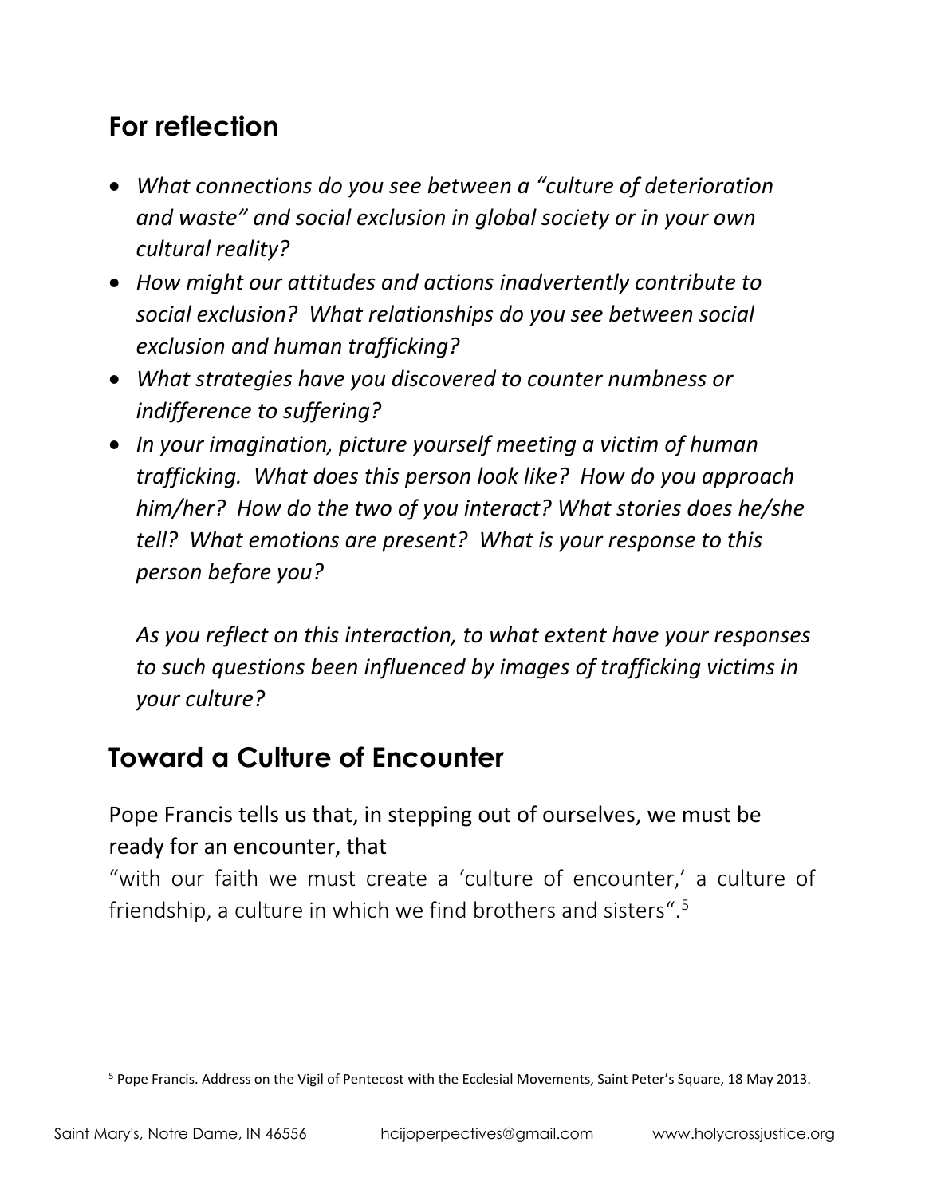## For reflection

- *What connections do you see between a "culture of deterioration and waste" and social exclusion in global society or in your own cultural reality?*
- *How might our attitudes and actions inadvertently contribute to social exclusion? What relationships do you see between social exclusion and human trafficking?*
- *What strategies have you discovered to counter numbness or indifference to suffering?*
- *In your imagination, picture yourself meeting a victim of human trafficking. What does this person look like? How do you approach him/her? How do the two of you interact? What stories does he/she tell? What emotions are present? What is your response to this person before you?*

  *As you reflect on this interaction, to what extent have your responses to such questions been influenced by images of trafficking victims in your culture?*

## Toward a Culture of Encounter

Pope Francis tells us that, in stepping out of ourselves, we must be ready for an encounter, that

"with our faith we must create a 'culture of encounter,' a culture of friendship, a culture in which we find brothers and sisters".[5]

---

[5] Pope Francis. Address on the Vigil of Pentecost with the Ecclesial Movements, Saint Peter's Square, 18 May 2013.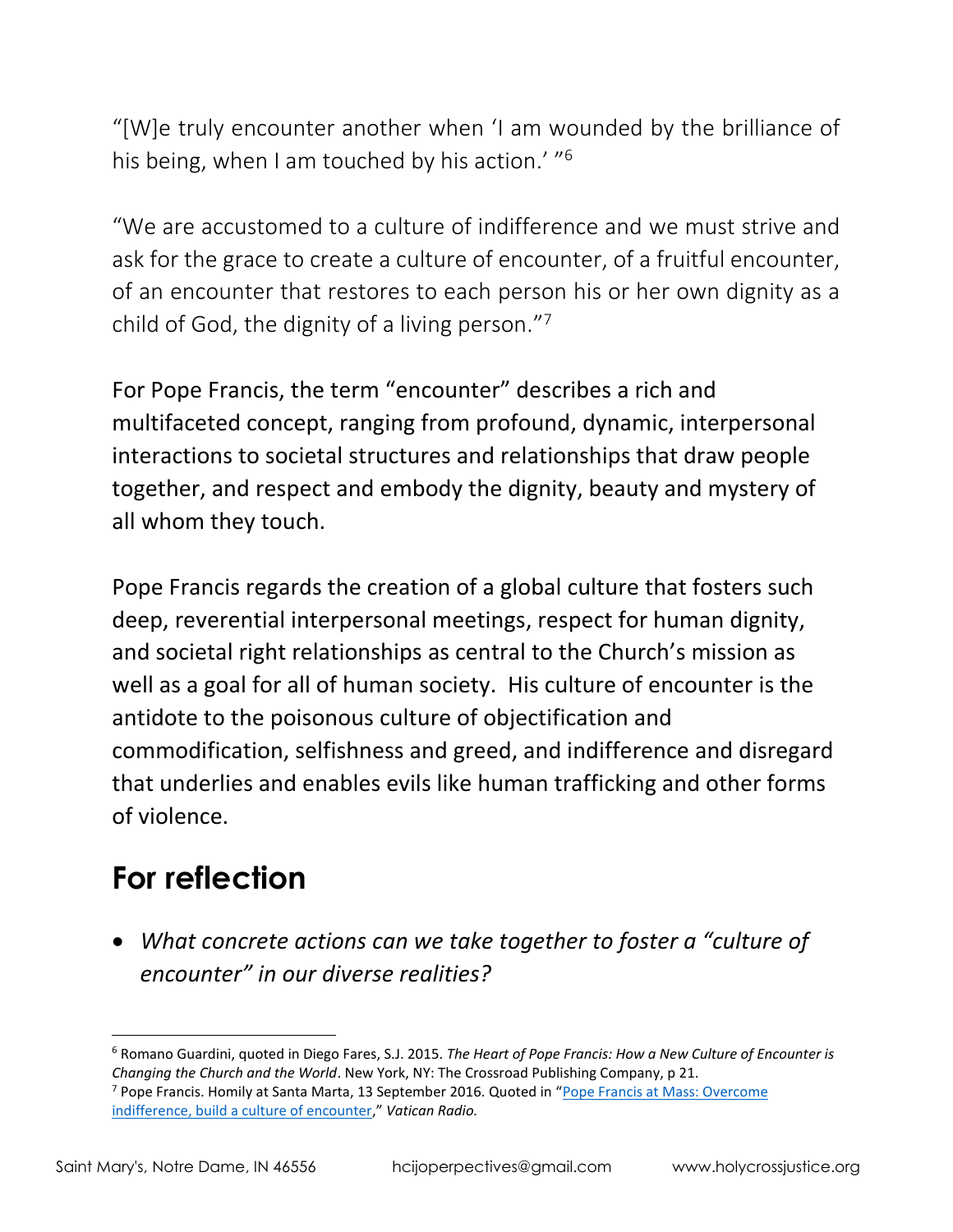"[W]e truly encounter another when 'I am wounded by the brilliance of his being, when I am touched by his action.' "[6]

"We are accustomed to a culture of indifference and we must strive and ask for the grace to create a culture of encounter, of a fruitful encounter, of an encounter that restores to each person his or her own dignity as a child of God, the dignity of a living person."[7]

For Pope Francis, the term "encounter" describes a rich and multifaceted concept, ranging from profound, dynamic, interpersonal interactions to societal structures and relationships that draw people together, and respect and embody the dignity, beauty and mystery of all whom they touch.

Pope Francis regards the creation of a global culture that fosters such deep, reverential interpersonal meetings, respect for human dignity, and societal right relationships as central to the Church's mission as well as a goal for all of human society. His culture of encounter is the antidote to the poisonous culture of objectification and commodification, selfishness and greed, and indifference and disregard that underlies and enables evils like human trafficking and other forms of violence.

## For reflection

- *What concrete actions can we take together to foster a "culture of encounter" in our diverse realities?*

---

[6] Romano Guardini, quoted in Diego Fares, S.J. 2015. *The Heart of Pope Francis: How a New Culture of Encounter is Changing the Church and the World*. New York, NY: The Crossroad Publishing Company, p 21.

[7] Pope Francis. Homily at Santa Marta, 13 September 2016. Quoted in "Pope Francis at Mass: Overcome indifference, build a culture of encounter," *Vatican Radio.*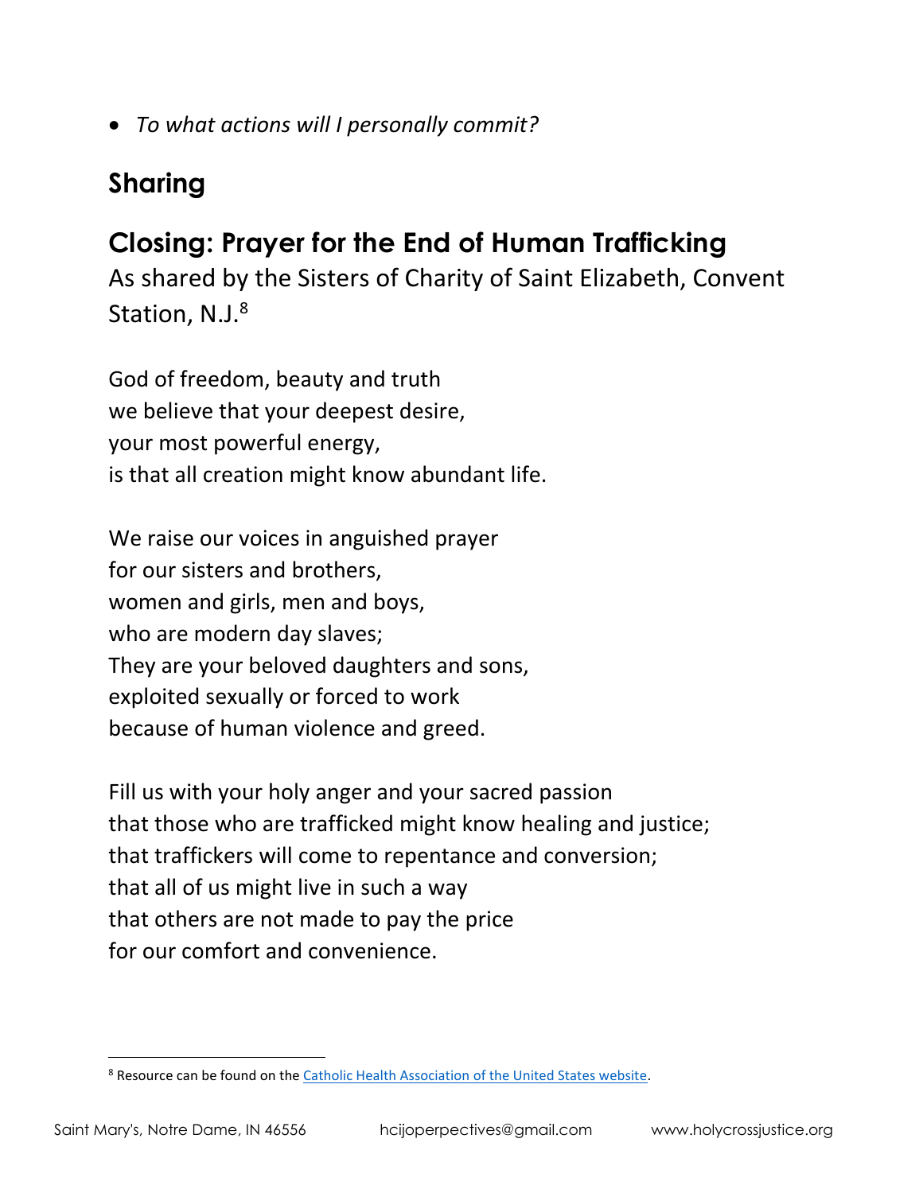- *To what actions will I personally commit?*

## Sharing

## Closing: Prayer for the End of Human Trafficking

As shared by the Sisters of Charity of Saint Elizabeth, Convent Station, N.J.[8]

God of freedom, beauty and truth
we believe that your deepest desire,
your most powerful energy,
is that all creation might know abundant life.

We raise our voices in anguished prayer
for our sisters and brothers,
women and girls, men and boys,
who are modern day slaves;
They are your beloved daughters and sons,
exploited sexually or forced to work
because of human violence and greed.

Fill us with your holy anger and your sacred passion
that those who are trafficked might know healing and justice;
that traffickers will come to repentance and conversion;
that all of us might live in such a way
that others are not made to pay the price
for our comfort and convenience.

---

[8] Resource can be found on the [Catholic Health Association of the United States website](#).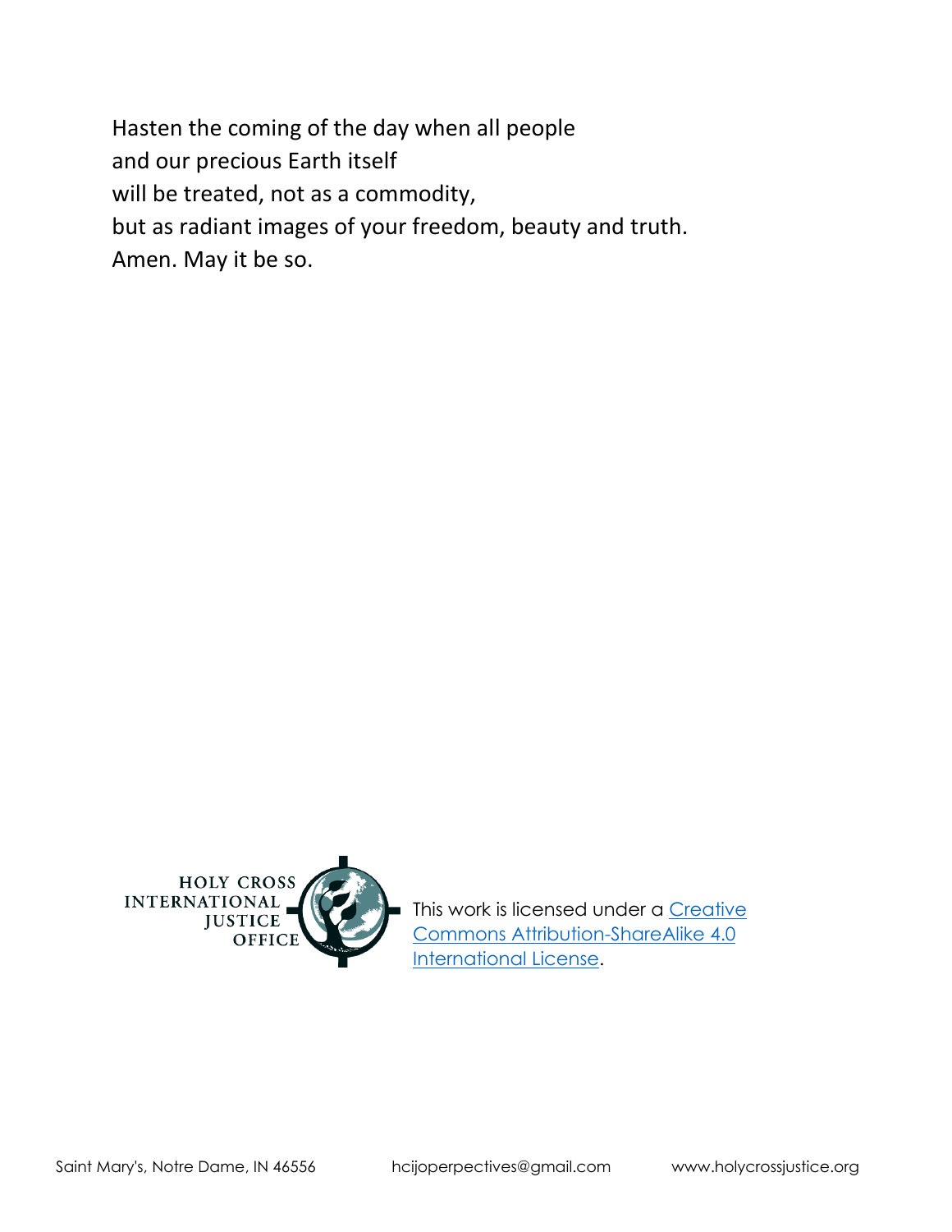Hasten the coming of the day when all people
and our precious Earth itself
will be treated, not as a commodity,
but as radiant images of your freedom, beauty and truth.
Amen. May it be so.

HOLY CROSS
INTERNATIONAL
JUSTICE
OFFICE

This work is licensed under a [Creative Commons Attribution-ShareAlike 4.0 International License](https://creativecommons.org/licenses/by-sa/4.0/).

Saint Mary's, Notre Dame, IN 46556    hcijoperpectives@gmail.com    www.holycrossjustice.org